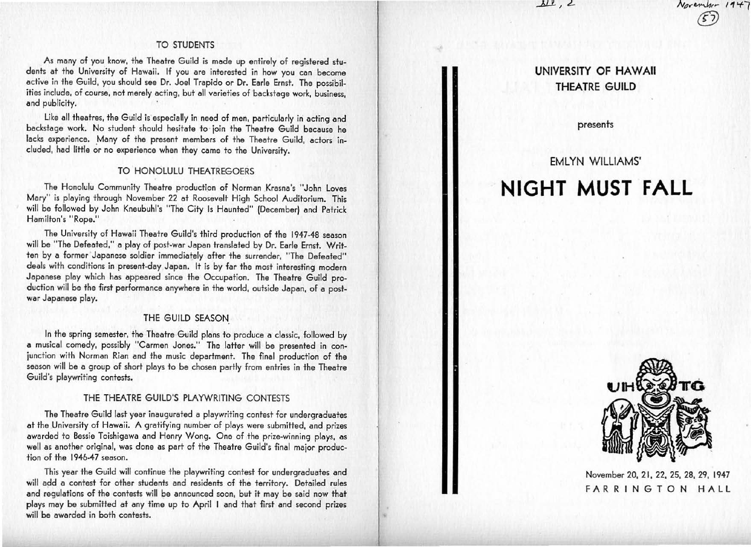## TO STUDENTS

As many of you know, the Theatre Guild is made up entirely of registered students at the University of Hawaii. If you are interested in how you can become active in the Guild, you should see Dr. Joel Trapido or Dr. Earle Ernst. The possibilities include, of course, not merely acting, but all varieties of backstage work, business, and publicity.

Like all theatres, the Guild is especially in need of men, particularly in acting and backstage work. No student should hesitate to join the Theatre Guild because he lacks experience. Many of the present members of the Theatre Guild, actors included, had little or no experience when they came to the University.

## TO HONOLULU THEATREGOERS

The Honolulu Community Theatre production of Norman Krasna's "John Loves Mary" is playing through November 22 at Roosevelt High School Auditorium. This will be followed by John Kneubuhl's "The City Is Haunted" (December) and Patrick Hamilton's "Rope."

The University of Hawaii Theatre Guild's third production of the 1947-48 season will be "The Defeated," a play of post-war Japan translated by Dr. Earle Ernst. Written by a former Japanese soldier immediately after the surrender, "The Defeated" deals with conditions in present-day Japan. It is by far the most interesting modern Japanese play which has appeared since the Occupation. The Theatre Guild production will be the first performance anywhere in the world, outside Japan, of a post-war Japanese play.

## THE GUILD SEASON

In the spring semester, the Theatre Guild plans to produce a classic, followed by a musical comedy, possibly "Carmen Jones." The latter will be presented in conjunction with Norman Rian and the music department. The final production of the season will be a group of short plays to be chosen partly from entries in the Theatre Guild's playwriting contests.

## THE THEATRE GUILD'S PLAYWRITING CONTESTS

The Theatre Guild last year inaugurated a playwriting contest for undergraduates at the University of Hawaii. A gratifying number of plays were submitted, and prizes awarded to Bessie Toishigawa and Henry Wong. One of the prize-winning plays, as well as another original, was done as part of the Theatre Guild's final major production of the 1946-47 season.

This year the Guild will continue the playwriting contest for undergraduates and will add a contest for other students and residents of the territory. Detailed rules and regulations of the contests will be announced soon, but it may be said now that plays may be submitted at any time up to April 1 and that first and second prizes will be awarded in both contests.

XIV, 2 November 1947 (57)

**UNIVERSITY OF HAWAII**
**THEATRE GUILD**

presents

EMLYN WILLIAMS'

# NIGHT MUST FALL

UH TG

November 20, 21, 22, 25, 28, 29, 1947
FARRINGTON HALL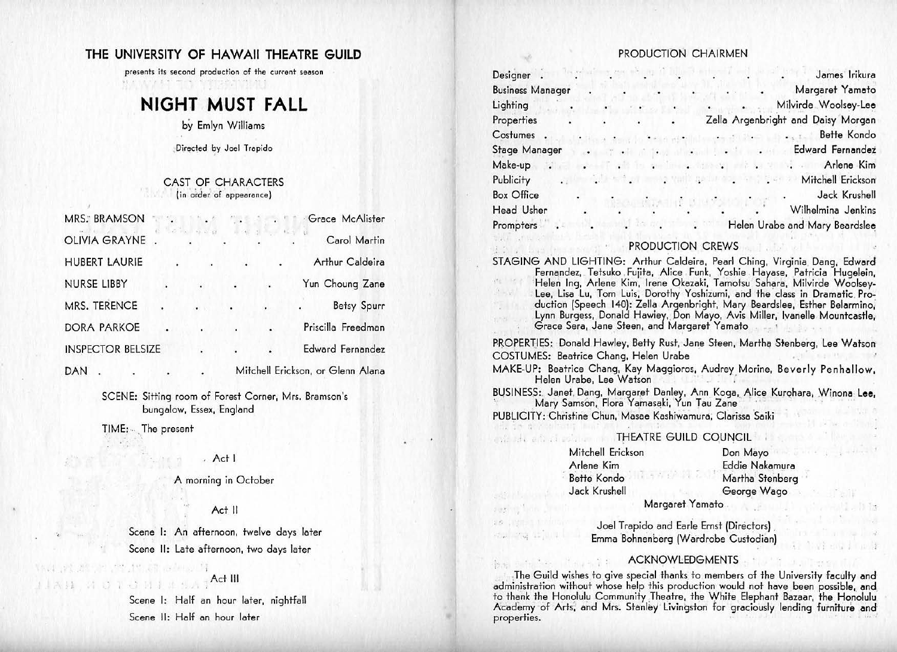## THE UNIVERSITY OF HAWAII THEATRE GUILD

presents its second production of the current season

# NIGHT MUST FALL

by Emlyn Williams

Directed by Joel Trapido

### CAST OF CHARACTERS

(in order of appearance)

| | |
|---|---|
| MRS. BRAMSON | Grace McAlister |
| OLIVIA GRAYNE | Carol Martin |
| HUBERT LAURIE | Arthur Caldeira |
| NURSE LIBBY | Yun Choung Zane |
| MRS. TERENCE | Betsy Spurr |
| DORA PARKOE | Priscilla Freedman |
| INSPECTOR BELSIZE | Edward Fernandez |
| DAN | Mitchell Erickson, or Glenn Alana |

SCENE: Sitting room of Forest Corner, Mrs. Bramson's bungalow, Essex, England

TIME: The present

Act I

A morning in October

Act II

Scene I: An afternoon, twelve days later

Scene II: Late afternoon, two days later

Act III

Scene I: Half an hour later, nightfall

Scene II: Half an hour later

### PRODUCTION CHAIRMEN

| | |
|---|---|
| Designer | James Irikura |
| Business Manager | Margaret Yamato |
| Lighting | Milvirde Woolsey-Lee |
| Properties | Zella Argenbright and Daisy Morgan |
| Costumes | Bette Kondo |
| Stage Manager | Edward Fernandez |
| Make-up | Arlene Kim |
| Publicity | Mitchell Erickson |
| Box Office | Jack Krushell |
| Head Usher | Wilhelmina Jenkins |
| Prompters | Helen Urabe and Mary Beardslee |

### PRODUCTION CREWS

STAGING AND LIGHTING: Arthur Caldeira, Pearl Ching, Virginia Dang, Edward Fernandez, Tetsuko Fujita, Alice Funk, Yoshie Hayase, Patricia Hugelein, Helen Ing, Arlene Kim, Irene Okazaki, Tamotsu Sahara, Milvirde Woolsey-Lee, Lisa Lu, Tom Luis, Dorothy Yoshizumi, and the class in Dramatic Production (Speech 140): Zella Argenbright, Mary Beardslee, Esther Belarmino, Lynn Burgess, Donald Hawley, Don Mayo, Avis Miller, Ivanelle Mountcastle, Grace Sera, Jane Steen, and Margaret Yamato

PROPERTIES: Donald Hawley, Betty Rust, Jane Steen, Martha Stenberg, Lee Watson

COSTUMES: Beatrice Chang, Helen Urabe

MAKE-UP: Beatrice Chang, Kay Maggioros, Audrey Morine, Beverly Penhallow, Helen Urabe, Lee Watson

BUSINESS: Janet Dang, Margaret Danley, Ann Koga, Alice Kurohara, Winona Lee, Mary Samson, Flora Yamasaki, Yun Tau Zane

PUBLICITY: Christine Chun, Masae Kashiwamura, Clarissa Saiki

### THEATRE GUILD COUNCIL

| | |
|---|---|
| Mitchell Erickson | Don Mayo |
| Arlene Kim | Eddie Nakamura |
| Bette Kondo | Martha Stenberg |
| Jack Krushell | George Wago |

Margaret Yamato

Joel Trapido and Earle Ernst (Directors)
Emma Bohnenberg (Wardrobe Custodian)

### ACKNOWLEDGMENTS

The Guild wishes to give special thanks to members of the University faculty and administration without whose help this production would not have been possible, and to thank the Honolulu Community Theatre, the White Elephant Bazaar, the Honolulu Academy of Arts, and Mrs. Stanley Livingston for graciously lending furniture and properties.